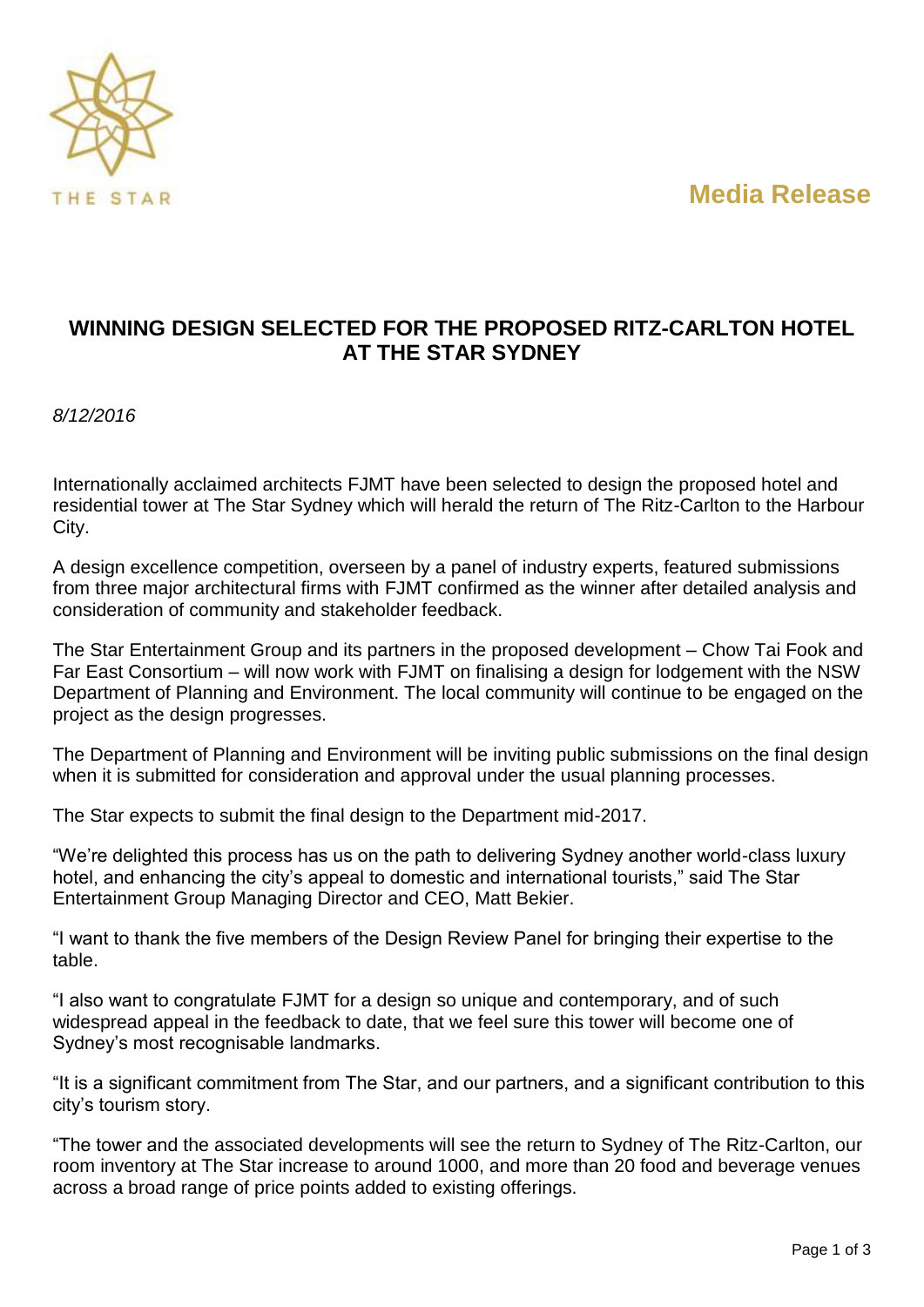THE STAR

**Media Release**

## WINNING DESIGN SELECTED FOR THE PROPOSED RITZ-CARLTON HOTEL AT THE STAR SYDNEY

*8/12/2016*

Internationally acclaimed architects FJMT have been selected to design the proposed hotel and residential tower at The Star Sydney which will herald the return of The Ritz-Carlton to the Harbour City.

A design excellence competition, overseen by a panel of industry experts, featured submissions from three major architectural firms with FJMT confirmed as the winner after detailed analysis and consideration of community and stakeholder feedback.

The Star Entertainment Group and its partners in the proposed development – Chow Tai Fook and Far East Consortium – will now work with FJMT on finalising a design for lodgement with the NSW Department of Planning and Environment. The local community will continue to be engaged on the project as the design progresses.

The Department of Planning and Environment will be inviting public submissions on the final design when it is submitted for consideration and approval under the usual planning processes.

The Star expects to submit the final design to the Department mid-2017.

"We're delighted this process has us on the path to delivering Sydney another world-class luxury hotel, and enhancing the city's appeal to domestic and international tourists," said The Star Entertainment Group Managing Director and CEO, Matt Bekier.

"I want to thank the five members of the Design Review Panel for bringing their expertise to the table.

"I also want to congratulate FJMT for a design so unique and contemporary, and of such widespread appeal in the feedback to date, that we feel sure this tower will become one of Sydney's most recognisable landmarks.

"It is a significant commitment from The Star, and our partners, and a significant contribution to this city's tourism story.

"The tower and the associated developments will see the return to Sydney of The Ritz-Carlton, our room inventory at The Star increase to around 1000, and more than 20 food and beverage venues across a broad range of price points added to existing offerings.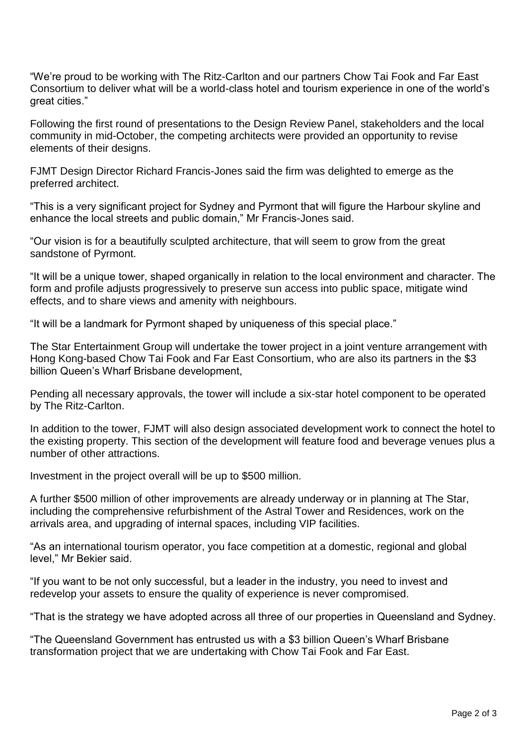"We're proud to be working with The Ritz-Carlton and our partners Chow Tai Fook and Far East Consortium to deliver what will be a world-class hotel and tourism experience in one of the world's great cities."

Following the first round of presentations to the Design Review Panel, stakeholders and the local community in mid-October, the competing architects were provided an opportunity to revise elements of their designs.

FJMT Design Director Richard Francis-Jones said the firm was delighted to emerge as the preferred architect.

"This is a very significant project for Sydney and Pyrmont that will figure the Harbour skyline and enhance the local streets and public domain," Mr Francis-Jones said.

"Our vision is for a beautifully sculpted architecture, that will seem to grow from the great sandstone of Pyrmont.

"It will be a unique tower, shaped organically in relation to the local environment and character. The form and profile adjusts progressively to preserve sun access into public space, mitigate wind effects, and to share views and amenity with neighbours.

"It will be a landmark for Pyrmont shaped by uniqueness of this special place."

The Star Entertainment Group will undertake the tower project in a joint venture arrangement with Hong Kong-based Chow Tai Fook and Far East Consortium, who are also its partners in the $3 billion Queen's Wharf Brisbane development,

Pending all necessary approvals, the tower will include a six-star hotel component to be operated by The Ritz-Carlton.

In addition to the tower, FJMT will also design associated development work to connect the hotel to the existing property. This section of the development will feature food and beverage venues plus a number of other attractions.

Investment in the project overall will be up to $500 million.

A further $500 million of other improvements are already underway or in planning at The Star, including the comprehensive refurbishment of the Astral Tower and Residences, work on the arrivals area, and upgrading of internal spaces, including VIP facilities.

"As an international tourism operator, you face competition at a domestic, regional and global level," Mr Bekier said.

"If you want to be not only successful, but a leader in the industry, you need to invest and redevelop your assets to ensure the quality of experience is never compromised.

"That is the strategy we have adopted across all three of our properties in Queensland and Sydney.

"The Queensland Government has entrusted us with a $3 billion Queen's Wharf Brisbane transformation project that we are undertaking with Chow Tai Fook and Far East.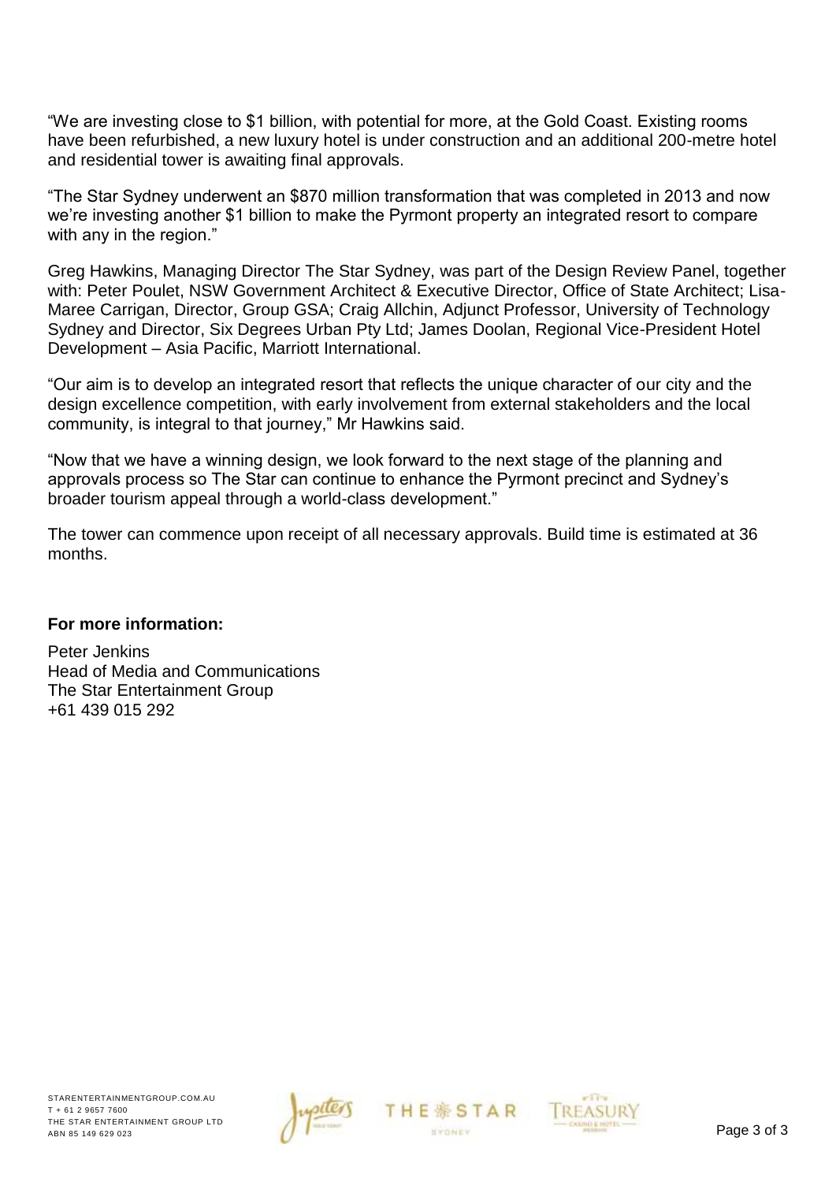"We are investing close to $1 billion, with potential for more, at the Gold Coast. Existing rooms have been refurbished, a new luxury hotel is under construction and an additional 200-metre hotel and residential tower is awaiting final approvals.

"The Star Sydney underwent an $870 million transformation that was completed in 2013 and now we're investing another $1 billion to make the Pyrmont property an integrated resort to compare with any in the region."

Greg Hawkins, Managing Director The Star Sydney, was part of the Design Review Panel, together with: Peter Poulet, NSW Government Architect & Executive Director, Office of State Architect; Lisa-Maree Carrigan, Director, Group GSA; Craig Allchin, Adjunct Professor, University of Technology Sydney and Director, Six Degrees Urban Pty Ltd; James Doolan, Regional Vice-President Hotel Development – Asia Pacific, Marriott International.

"Our aim is to develop an integrated resort that reflects the unique character of our city and the design excellence competition, with early involvement from external stakeholders and the local community, is integral to that journey," Mr Hawkins said.

"Now that we have a winning design, we look forward to the next stage of the planning and approvals process so The Star can continue to enhance the Pyrmont precinct and Sydney's broader tourism appeal through a world-class development."

The tower can commence upon receipt of all necessary approvals. Build time is estimated at 36 months.

**For more information:**

Peter Jenkins
Head of Media and Communications
The Star Entertainment Group
+61 439 015 292

STARENTERTAINMENTGROUP.COM.AU
T + 61 2 9657 7600
THE STAR ENTERTAINMENT GROUP LTD
ABN 85 149 629 023